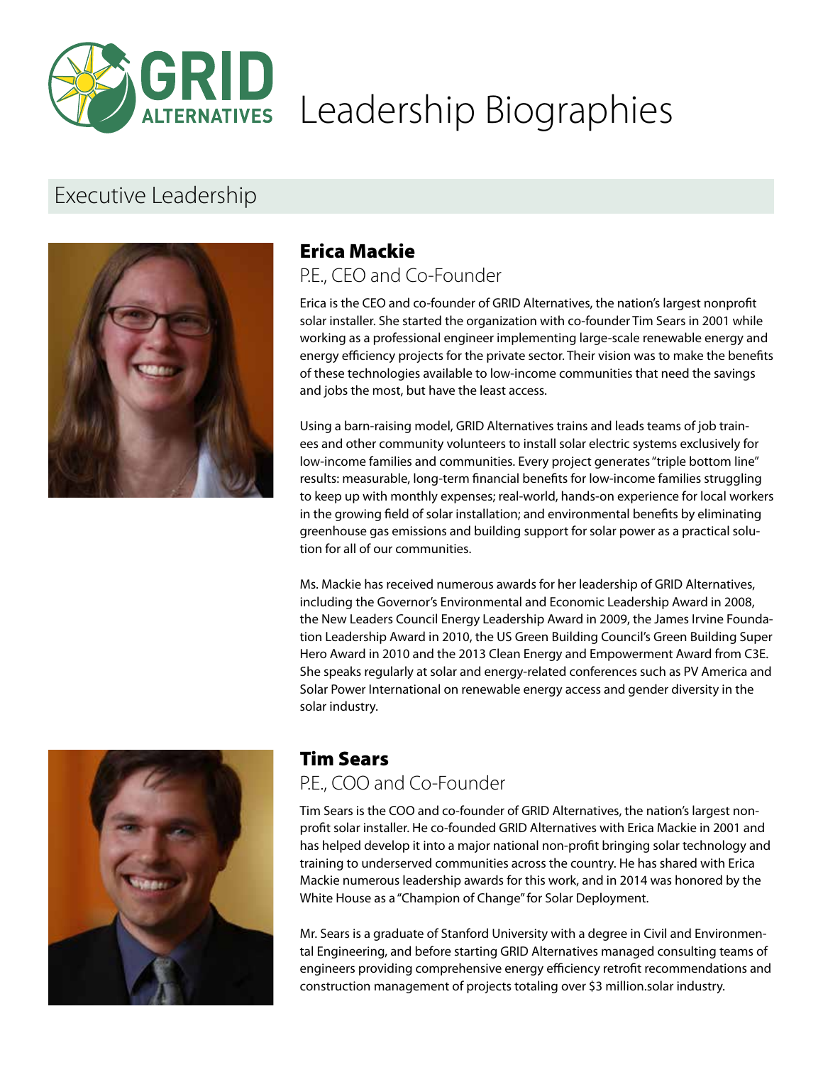# GRID Alternatives Leadership Biographies

## Executive Leadership

### Erica Mackie

P.E., CEO and Co-Founder

Erica is the CEO and co-founder of GRID Alternatives, the nation's largest nonprofit solar installer. She started the organization with co-founder Tim Sears in 2001 while working as a professional engineer implementing large-scale renewable energy and energy efficiency projects for the private sector. Their vision was to make the benefits of these technologies available to low-income communities that need the savings and jobs the most, but have the least access.

Using a barn-raising model, GRID Alternatives trains and leads teams of job trainees and other community volunteers to install solar electric systems exclusively for low-income families and communities. Every project generates "triple bottom line" results: measurable, long-term financial benefits for low-income families struggling to keep up with monthly expenses; real-world, hands-on experience for local workers in the growing field of solar installation; and environmental benefits by eliminating greenhouse gas emissions and building support for solar power as a practical solution for all of our communities.

Ms. Mackie has received numerous awards for her leadership of GRID Alternatives, including the Governor's Environmental and Economic Leadership Award in 2008, the New Leaders Council Energy Leadership Award in 2009, the James Irvine Foundation Leadership Award in 2010, the US Green Building Council's Green Building Super Hero Award in 2010 and the 2013 Clean Energy and Empowerment Award from C3E. She speaks regularly at solar and energy-related conferences such as PV America and Solar Power International on renewable energy access and gender diversity in the solar industry.

### Tim Sears

P.E., COO and Co-Founder

Tim Sears is the COO and co-founder of GRID Alternatives, the nation's largest non-profit solar installer. He co-founded GRID Alternatives with Erica Mackie in 2001 and has helped develop it into a major national non-profit bringing solar technology and training to underserved communities across the country. He has shared with Erica Mackie numerous leadership awards for this work, and in 2014 was honored by the White House as a "Champion of Change" for Solar Deployment.

Mr. Sears is a graduate of Stanford University with a degree in Civil and Environmental Engineering, and before starting GRID Alternatives managed consulting teams of engineers providing comprehensive energy efficiency retrofit recommendations and construction management of projects totaling over $3 million.solar industry.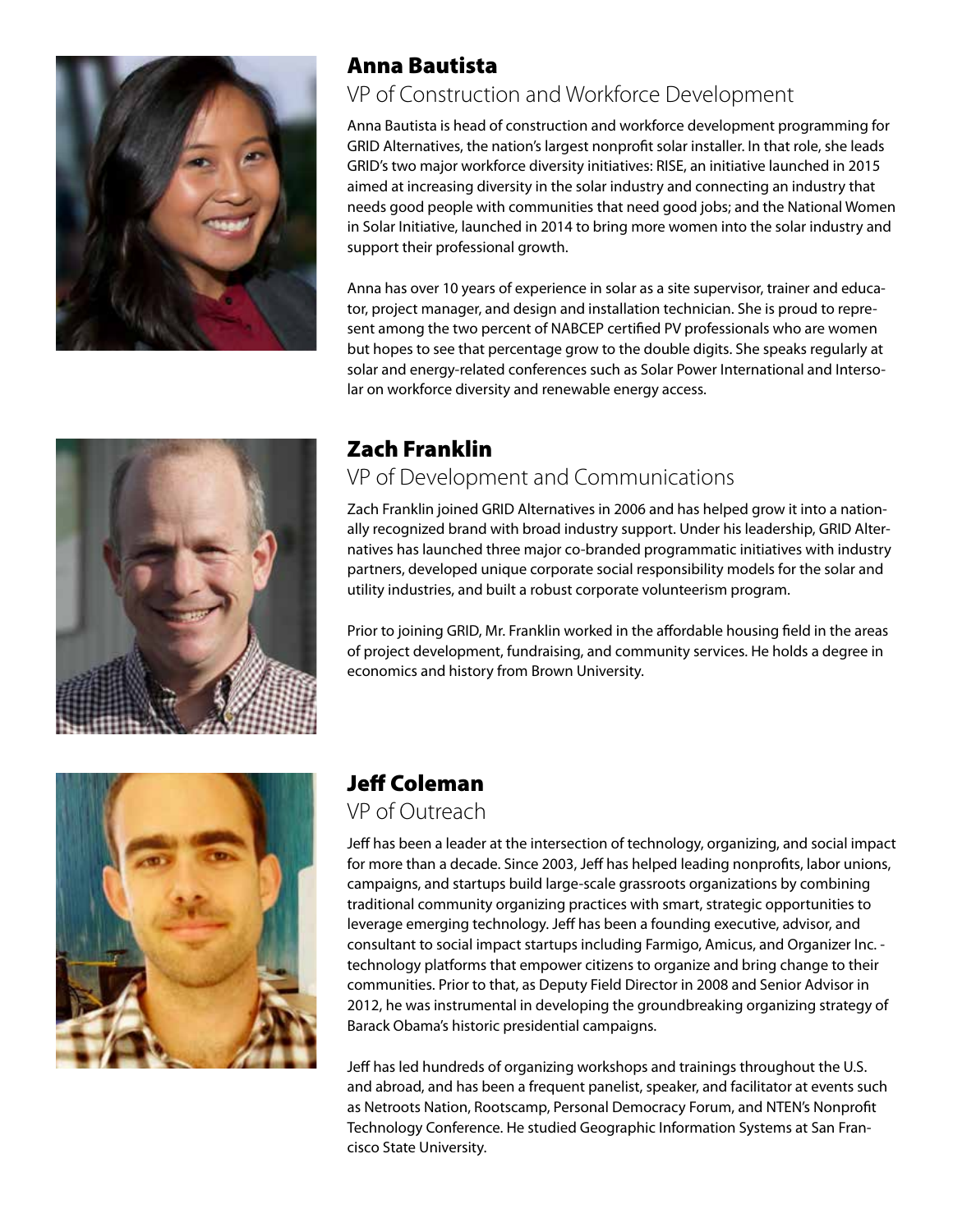## Anna Bautista

### VP of Construction and Workforce Development

Anna Bautista is head of construction and workforce development programming for GRID Alternatives, the nation's largest nonprofit solar installer. In that role, she leads GRID's two major workforce diversity initiatives: RISE, an initiative launched in 2015 aimed at increasing diversity in the solar industry and connecting an industry that needs good people with communities that need good jobs; and the National Women in Solar Initiative, launched in 2014 to bring more women into the solar industry and support their professional growth.

Anna has over 10 years of experience in solar as a site supervisor, trainer and educator, project manager, and design and installation technician. She is proud to represent among the two percent of NABCEP certified PV professionals who are women but hopes to see that percentage grow to the double digits. She speaks regularly at solar and energy-related conferences such as Solar Power International and Intersolar on workforce diversity and renewable energy access.

## Zach Franklin

### VP of Development and Communications

Zach Franklin joined GRID Alternatives in 2006 and has helped grow it into a nationally recognized brand with broad industry support. Under his leadership, GRID Alternatives has launched three major co-branded programmatic initiatives with industry partners, developed unique corporate social responsibility models for the solar and utility industries, and built a robust corporate volunteerism program.

Prior to joining GRID, Mr. Franklin worked in the affordable housing field in the areas of project development, fundraising, and community services. He holds a degree in economics and history from Brown University.

## Jeff Coleman

### VP of Outreach

Jeff has been a leader at the intersection of technology, organizing, and social impact for more than a decade. Since 2003, Jeff has helped leading nonprofits, labor unions, campaigns, and startups build large-scale grassroots organizations by combining traditional community organizing practices with smart, strategic opportunities to leverage emerging technology. Jeff has been a founding executive, advisor, and consultant to social impact startups including Farmigo, Amicus, and Organizer Inc. - technology platforms that empower citizens to organize and bring change to their communities. Prior to that, as Deputy Field Director in 2008 and Senior Advisor in 2012, he was instrumental in developing the groundbreaking organizing strategy of Barack Obama's historic presidential campaigns.

Jeff has led hundreds of organizing workshops and trainings throughout the U.S. and abroad, and has been a frequent panelist, speaker, and facilitator at events such as Netroots Nation, Rootscamp, Personal Democracy Forum, and NTEN's Nonprofit Technology Conference. He studied Geographic Information Systems at San Francisco State University.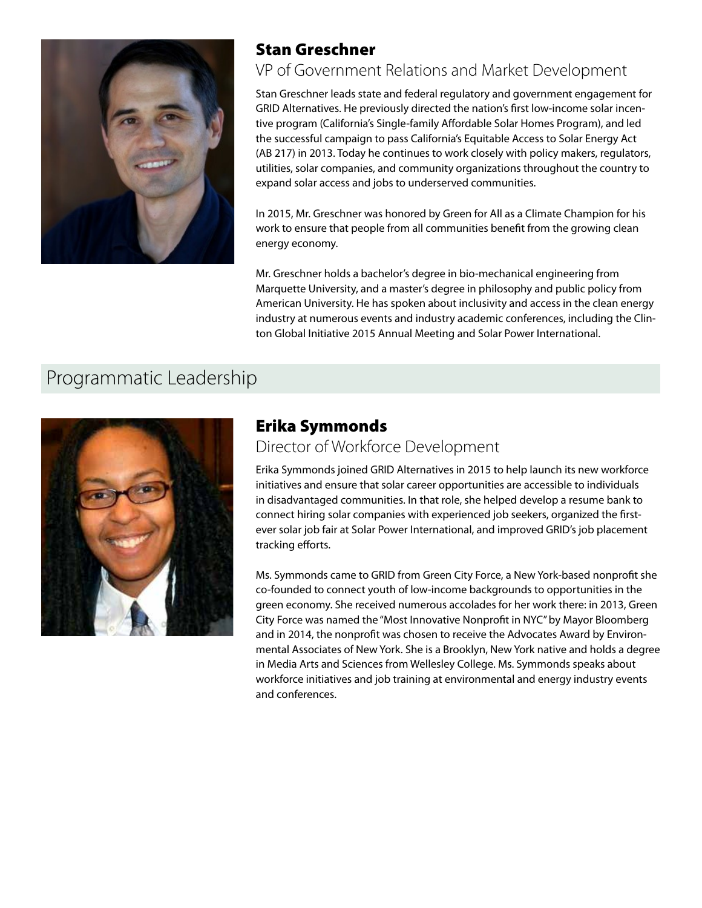## Stan Greschner

### VP of Government Relations and Market Development

Stan Greschner leads state and federal regulatory and government engagement for GRID Alternatives. He previously directed the nation's first low-income solar incentive program (California's Single-family Affordable Solar Homes Program), and led the successful campaign to pass California's Equitable Access to Solar Energy Act (AB 217) in 2013. Today he continues to work closely with policy makers, regulators, utilities, solar companies, and community organizations throughout the country to expand solar access and jobs to underserved communities.

In 2015, Mr. Greschner was honored by Green for All as a Climate Champion for his work to ensure that people from all communities benefit from the growing clean energy economy.

Mr. Greschner holds a bachelor's degree in bio-mechanical engineering from Marquette University, and a master's degree in philosophy and public policy from American University. He has spoken about inclusivity and access in the clean energy industry at numerous events and industry academic conferences, including the Clinton Global Initiative 2015 Annual Meeting and Solar Power International.

# Programmatic Leadership

## Erika Symmonds

### Director of Workforce Development

Erika Symmonds joined GRID Alternatives in 2015 to help launch its new workforce initiatives and ensure that solar career opportunities are accessible to individuals in disadvantaged communities. In that role, she helped develop a resume bank to connect hiring solar companies with experienced job seekers, organized the first-ever solar job fair at Solar Power International, and improved GRID's job placement tracking efforts.

Ms. Symmonds came to GRID from Green City Force, a New York-based nonprofit she co-founded to connect youth of low-income backgrounds to opportunities in the green economy. She received numerous accolades for her work there: in 2013, Green City Force was named the "Most Innovative Nonprofit in NYC" by Mayor Bloomberg and in 2014, the nonprofit was chosen to receive the Advocates Award by Environmental Associates of New York. She is a Brooklyn, New York native and holds a degree in Media Arts and Sciences from Wellesley College. Ms. Symmonds speaks about workforce initiatives and job training at environmental and energy industry events and conferences.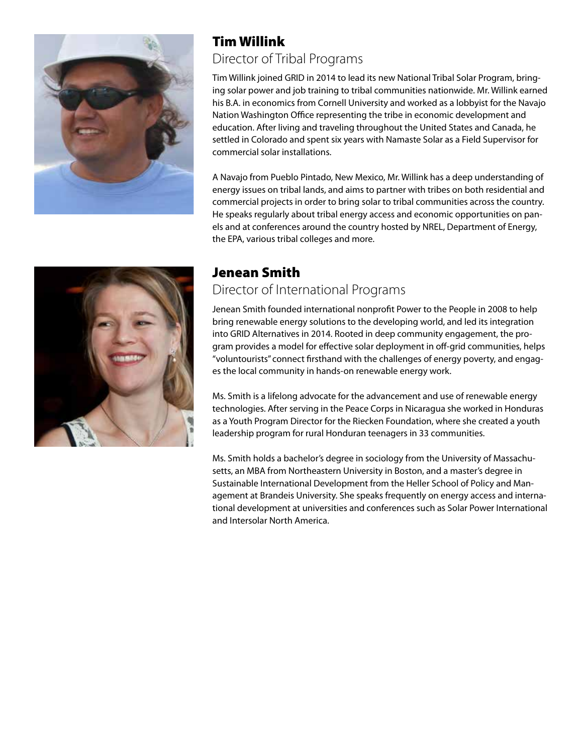## Tim Willink

### Director of Tribal Programs

Tim Willink joined GRID in 2014 to lead its new National Tribal Solar Program, bringing solar power and job training to tribal communities nationwide. Mr. Willink earned his B.A. in economics from Cornell University and worked as a lobbyist for the Navajo Nation Washington Office representing the tribe in economic development and education. After living and traveling throughout the United States and Canada, he settled in Colorado and spent six years with Namaste Solar as a Field Supervisor for commercial solar installations.

A Navajo from Pueblo Pintado, New Mexico, Mr. Willink has a deep understanding of energy issues on tribal lands, and aims to partner with tribes on both residential and commercial projects in order to bring solar to tribal communities across the country. He speaks regularly about tribal energy access and economic opportunities on panels and at conferences around the country hosted by NREL, Department of Energy, the EPA, various tribal colleges and more.

## Jenean Smith

### Director of International Programs

Jenean Smith founded international nonprofit Power to the People in 2008 to help bring renewable energy solutions to the developing world, and led its integration into GRID Alternatives in 2014. Rooted in deep community engagement, the program provides a model for effective solar deployment in off-grid communities, helps "voluntourists" connect firsthand with the challenges of energy poverty, and engages the local community in hands-on renewable energy work.

Ms. Smith is a lifelong advocate for the advancement and use of renewable energy technologies. After serving in the Peace Corps in Nicaragua she worked in Honduras as a Youth Program Director for the Riecken Foundation, where she created a youth leadership program for rural Honduran teenagers in 33 communities.

Ms. Smith holds a bachelor's degree in sociology from the University of Massachusetts, an MBA from Northeastern University in Boston, and a master's degree in Sustainable International Development from the Heller School of Policy and Management at Brandeis University. She speaks frequently on energy access and international development at universities and conferences such as Solar Power International and Intersolar North America.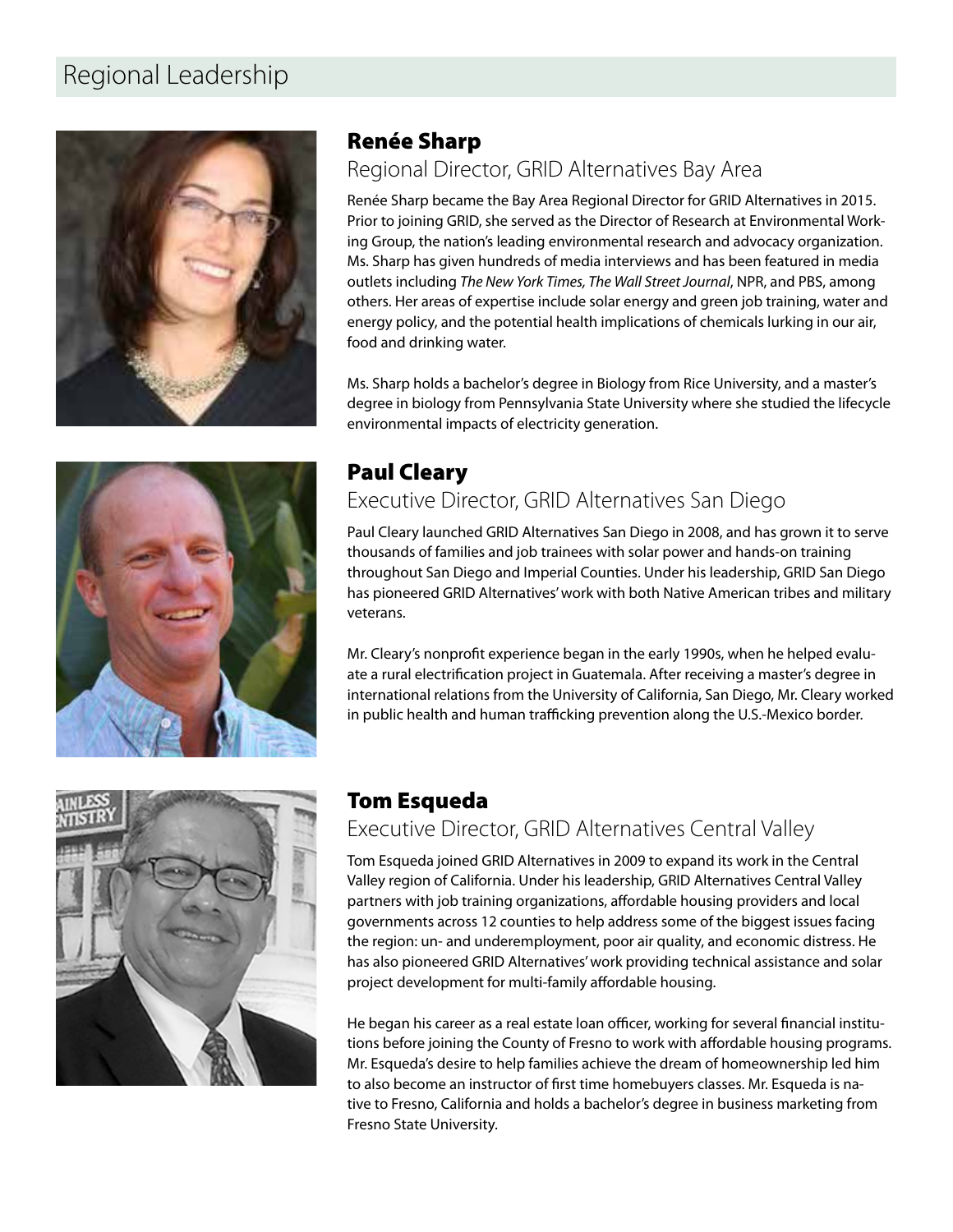# Regional Leadership

## Renée Sharp

### Regional Director, GRID Alternatives Bay Area

Renée Sharp became the Bay Area Regional Director for GRID Alternatives in 2015. Prior to joining GRID, she served as the Director of Research at Environmental Working Group, the nation's leading environmental research and advocacy organization. Ms. Sharp has given hundreds of media interviews and has been featured in media outlets including *The New York Times, The Wall Street Journal*, NPR, and PBS, among others. Her areas of expertise include solar energy and green job training, water and energy policy, and the potential health implications of chemicals lurking in our air, food and drinking water.

Ms. Sharp holds a bachelor's degree in Biology from Rice University, and a master's degree in biology from Pennsylvania State University where she studied the lifecycle environmental impacts of electricity generation.

## Paul Cleary

### Executive Director, GRID Alternatives San Diego

Paul Cleary launched GRID Alternatives San Diego in 2008, and has grown it to serve thousands of families and job trainees with solar power and hands-on training throughout San Diego and Imperial Counties. Under his leadership, GRID San Diego has pioneered GRID Alternatives' work with both Native American tribes and military veterans.

Mr. Cleary's nonprofit experience began in the early 1990s, when he helped evaluate a rural electrification project in Guatemala. After receiving a master's degree in international relations from the University of California, San Diego, Mr. Cleary worked in public health and human trafficking prevention along the U.S.-Mexico border.

## Tom Esqueda

### Executive Director, GRID Alternatives Central Valley

Tom Esqueda joined GRID Alternatives in 2009 to expand its work in the Central Valley region of California. Under his leadership, GRID Alternatives Central Valley partners with job training organizations, affordable housing providers and local governments across 12 counties to help address some of the biggest issues facing the region: un- and underemployment, poor air quality, and economic distress. He has also pioneered GRID Alternatives' work providing technical assistance and solar project development for multi-family affordable housing.

He began his career as a real estate loan officer, working for several financial institutions before joining the County of Fresno to work with affordable housing programs. Mr. Esqueda's desire to help families achieve the dream of homeownership led him to also become an instructor of first time homebuyers classes. Mr. Esqueda is native to Fresno, California and holds a bachelor's degree in business marketing from Fresno State University.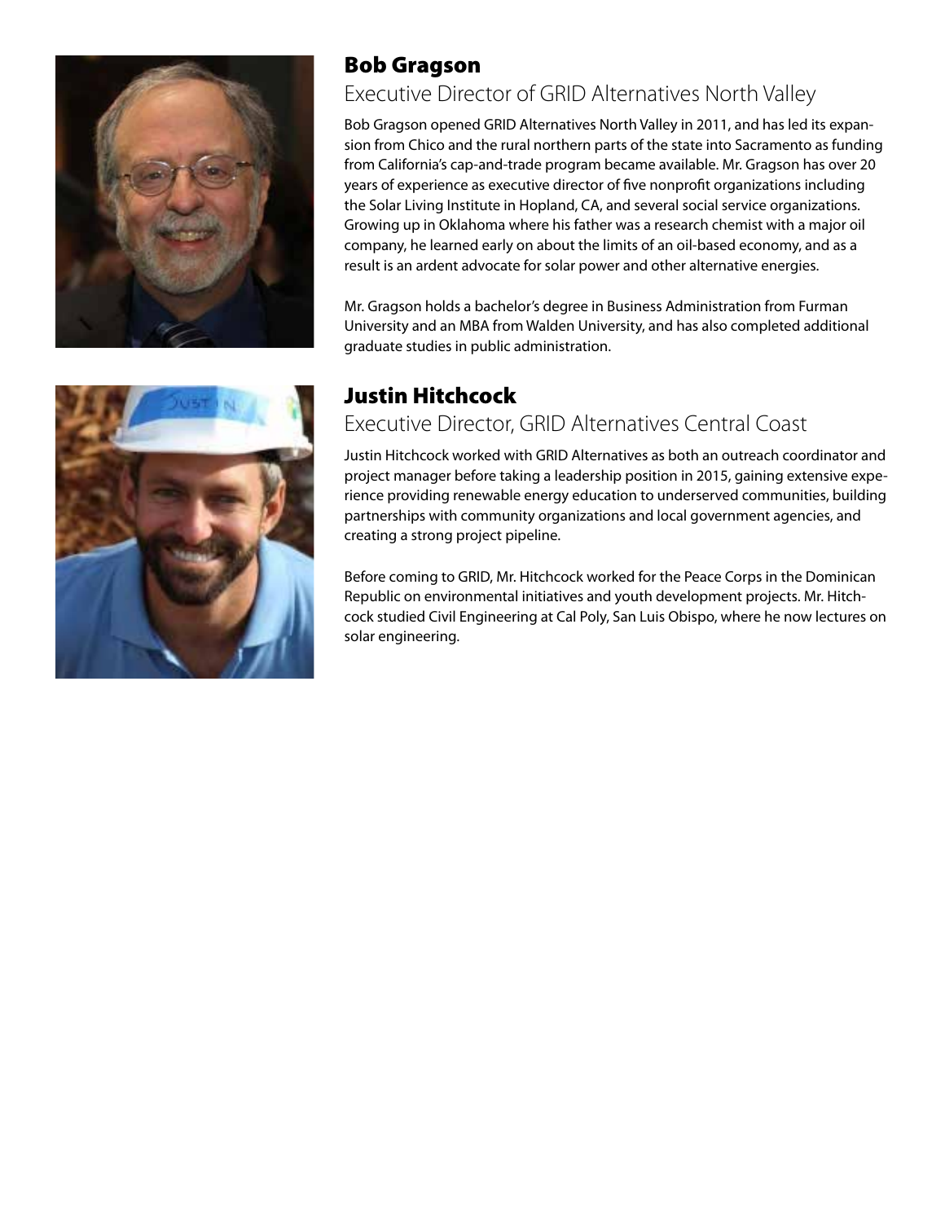## Bob Gragson

### Executive Director of GRID Alternatives North Valley

Bob Gragson opened GRID Alternatives North Valley in 2011, and has led its expansion from Chico and the rural northern parts of the state into Sacramento as funding from California's cap-and-trade program became available. Mr. Gragson has over 20 years of experience as executive director of five nonprofit organizations including the Solar Living Institute in Hopland, CA, and several social service organizations. Growing up in Oklahoma where his father was a research chemist with a major oil company, he learned early on about the limits of an oil-based economy, and as a result is an ardent advocate for solar power and other alternative energies.

Mr. Gragson holds a bachelor's degree in Business Administration from Furman University and an MBA from Walden University, and has also completed additional graduate studies in public administration.

## Justin Hitchcock

### Executive Director, GRID Alternatives Central Coast

Justin Hitchcock worked with GRID Alternatives as both an outreach coordinator and project manager before taking a leadership position in 2015, gaining extensive experience providing renewable energy education to underserved communities, building partnerships with community organizations and local government agencies, and creating a strong project pipeline.

Before coming to GRID, Mr. Hitchcock worked for the Peace Corps in the Dominican Republic on environmental initiatives and youth development projects. Mr. Hitchcock studied Civil Engineering at Cal Poly, San Luis Obispo, where he now lectures on solar engineering.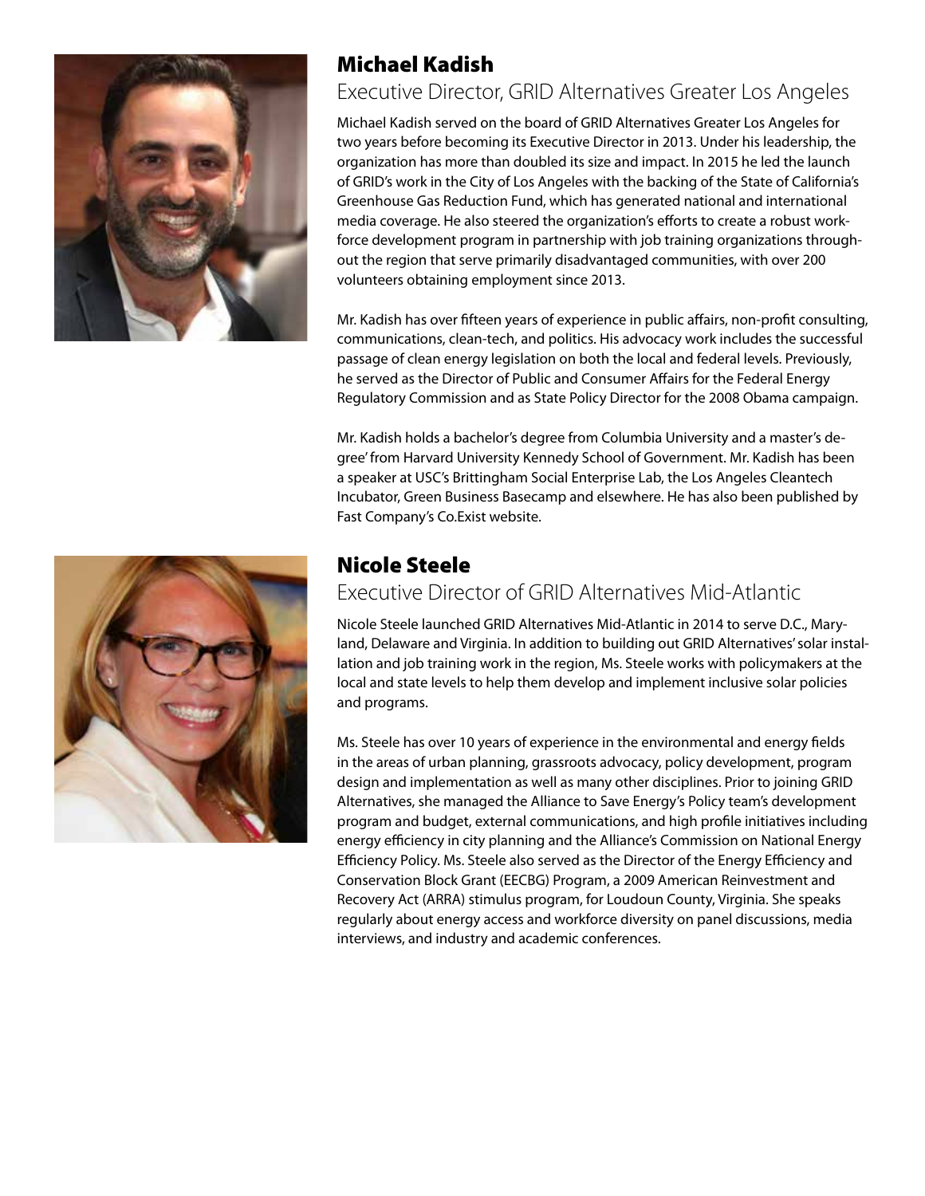## Michael Kadish

### Executive Director, GRID Alternatives Greater Los Angeles

Michael Kadish served on the board of GRID Alternatives Greater Los Angeles for two years before becoming its Executive Director in 2013. Under his leadership, the organization has more than doubled its size and impact. In 2015 he led the launch of GRID's work in the City of Los Angeles with the backing of the State of California's Greenhouse Gas Reduction Fund, which has generated national and international media coverage. He also steered the organization's efforts to create a robust workforce development program in partnership with job training organizations throughout the region that serve primarily disadvantaged communities, with over 200 volunteers obtaining employment since 2013.

Mr. Kadish has over fifteen years of experience in public affairs, non-profit consulting, communications, clean-tech, and politics. His advocacy work includes the successful passage of clean energy legislation on both the local and federal levels. Previously, he served as the Director of Public and Consumer Affairs for the Federal Energy Regulatory Commission and as State Policy Director for the 2008 Obama campaign.

Mr. Kadish holds a bachelor's degree from Columbia University and a master's degree' from Harvard University Kennedy School of Government. Mr. Kadish has been a speaker at USC's Brittingham Social Enterprise Lab, the Los Angeles Cleantech Incubator, Green Business Basecamp and elsewhere. He has also been published by Fast Company's Co.Exist website.

## Nicole Steele

### Executive Director of GRID Alternatives Mid-Atlantic

Nicole Steele launched GRID Alternatives Mid-Atlantic in 2014 to serve D.C., Maryland, Delaware and Virginia. In addition to building out GRID Alternatives' solar installation and job training work in the region, Ms. Steele works with policymakers at the local and state levels to help them develop and implement inclusive solar policies and programs.

Ms. Steele has over 10 years of experience in the environmental and energy fields in the areas of urban planning, grassroots advocacy, policy development, program design and implementation as well as many other disciplines. Prior to joining GRID Alternatives, she managed the Alliance to Save Energy's Policy team's development program and budget, external communications, and high profile initiatives including energy efficiency in city planning and the Alliance's Commission on National Energy Efficiency Policy. Ms. Steele also served as the Director of the Energy Efficiency and Conservation Block Grant (EECBG) Program, a 2009 American Reinvestment and Recovery Act (ARRA) stimulus program, for Loudoun County, Virginia. She speaks regularly about energy access and workforce diversity on panel discussions, media interviews, and industry and academic conferences.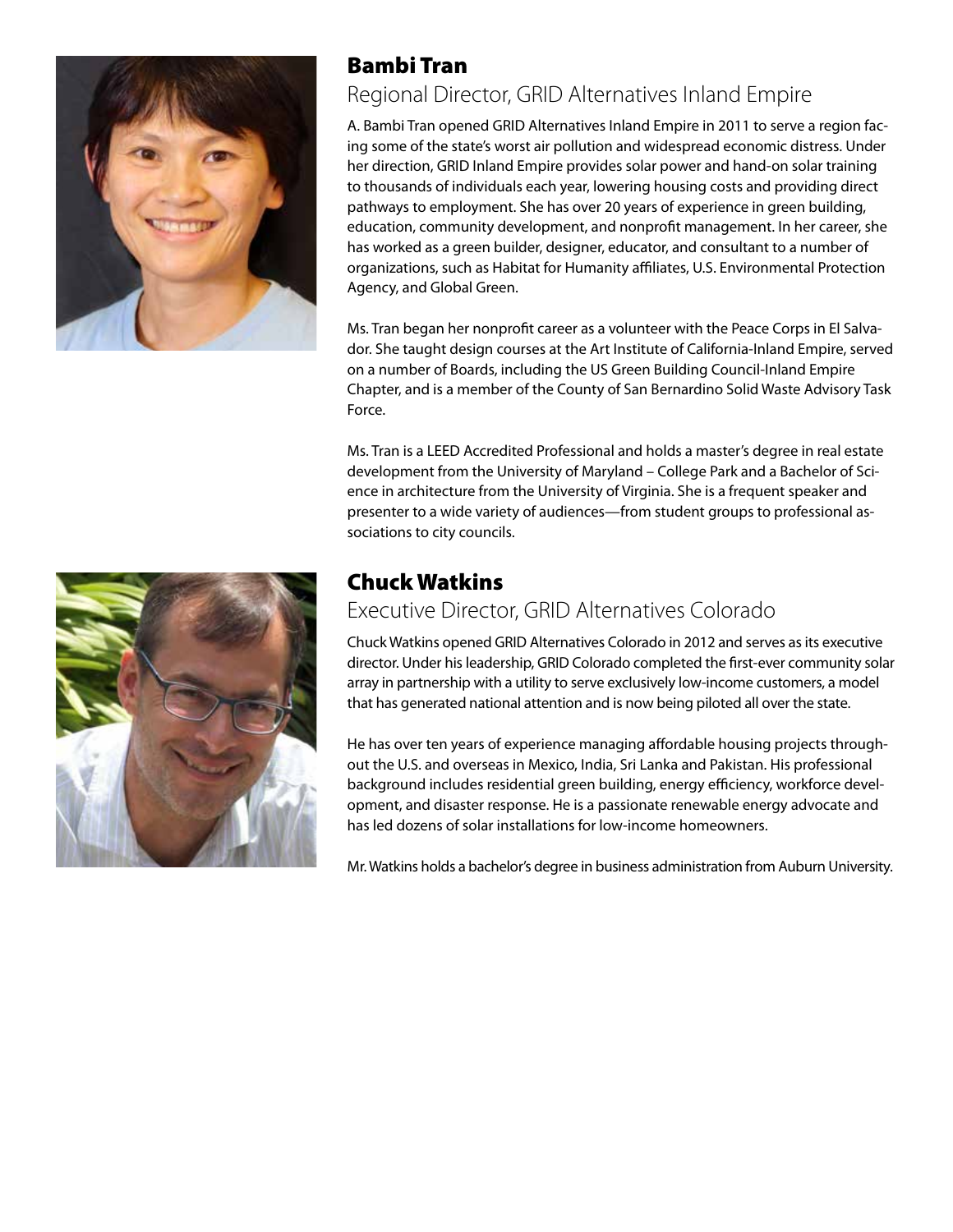## Bambi Tran

### Regional Director, GRID Alternatives Inland Empire

A. Bambi Tran opened GRID Alternatives Inland Empire in 2011 to serve a region facing some of the state's worst air pollution and widespread economic distress. Under her direction, GRID Inland Empire provides solar power and hand-on solar training to thousands of individuals each year, lowering housing costs and providing direct pathways to employment. She has over 20 years of experience in green building, education, community development, and nonprofit management. In her career, she has worked as a green builder, designer, educator, and consultant to a number of organizations, such as Habitat for Humanity affiliates, U.S. Environmental Protection Agency, and Global Green.

Ms. Tran began her nonprofit career as a volunteer with the Peace Corps in El Salvador. She taught design courses at the Art Institute of California-Inland Empire, served on a number of Boards, including the US Green Building Council-Inland Empire Chapter, and is a member of the County of San Bernardino Solid Waste Advisory Task Force.

Ms. Tran is a LEED Accredited Professional and holds a master's degree in real estate development from the University of Maryland – College Park and a Bachelor of Science in architecture from the University of Virginia. She is a frequent speaker and presenter to a wide variety of audiences—from student groups to professional associations to city councils.

## Chuck Watkins

### Executive Director, GRID Alternatives Colorado

Chuck Watkins opened GRID Alternatives Colorado in 2012 and serves as its executive director. Under his leadership, GRID Colorado completed the first-ever community solar array in partnership with a utility to serve exclusively low-income customers, a model that has generated national attention and is now being piloted all over the state.

He has over ten years of experience managing affordable housing projects throughout the U.S. and overseas in Mexico, India, Sri Lanka and Pakistan. His professional background includes residential green building, energy efficiency, workforce development, and disaster response. He is a passionate renewable energy advocate and has led dozens of solar installations for low-income homeowners.

Mr. Watkins holds a bachelor's degree in business administration from Auburn University.